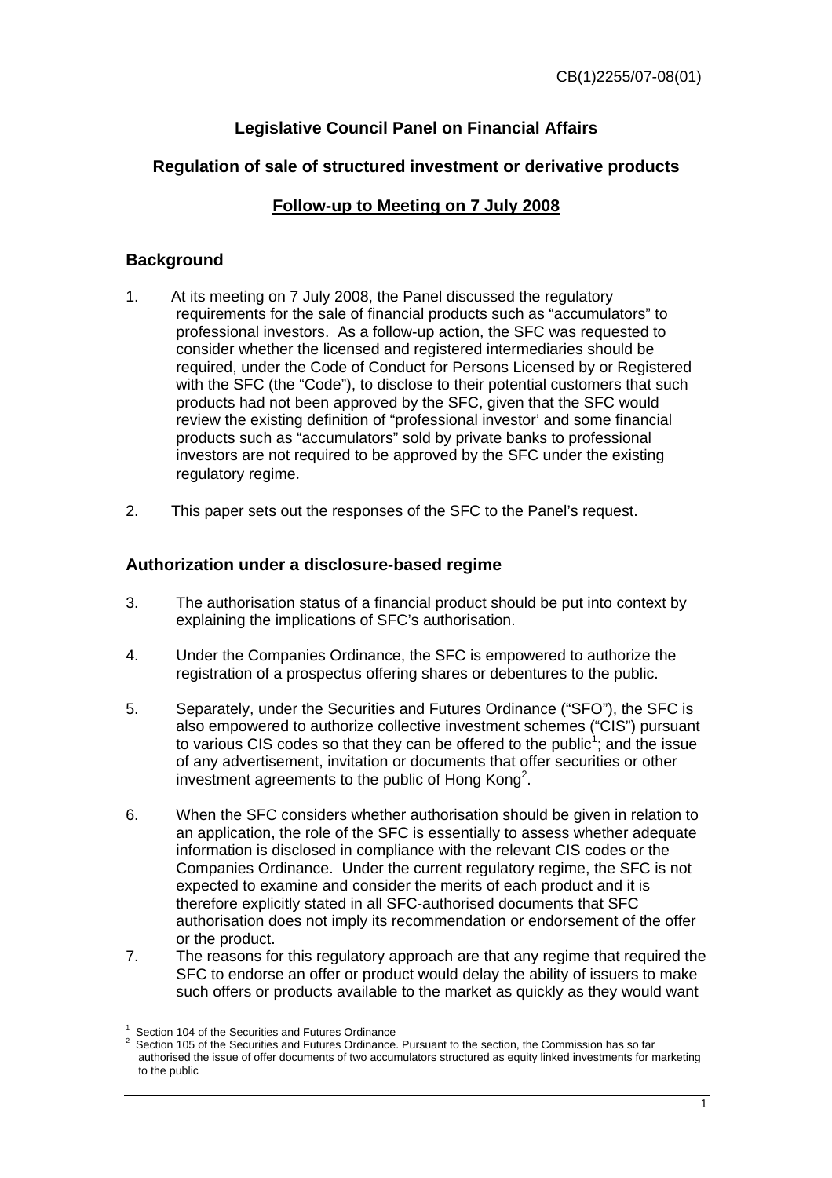CB(1)2255/07-08(01)

**Legislative Council Panel on Financial Affairs**

**Regulation of sale of structured investment or derivative products**

**Follow-up to Meeting on 7 July 2008**

## Background

1. At its meeting on 7 July 2008, the Panel discussed the regulatory requirements for the sale of financial products such as "accumulators" to professional investors. As a follow-up action, the SFC was requested to consider whether the licensed and registered intermediaries should be required, under the Code of Conduct for Persons Licensed by or Registered with the SFC (the "Code"), to disclose to their potential customers that such products had not been approved by the SFC, given that the SFC would review the existing definition of "professional investor' and some financial products such as "accumulators" sold by private banks to professional investors are not required to be approved by the SFC under the existing regulatory regime.

2. This paper sets out the responses of the SFC to the Panel's request.

## Authorization under a disclosure-based regime

3. The authorisation status of a financial product should be put into context by explaining the implications of SFC's authorisation.

4. Under the Companies Ordinance, the SFC is empowered to authorize the registration of a prospectus offering shares or debentures to the public.

5. Separately, under the Securities and Futures Ordinance ("SFO"), the SFC is also empowered to authorize collective investment schemes ("CIS") pursuant to various CIS codes so that they can be offered to the public[1]; and the issue of any advertisement, invitation or documents that offer securities or other investment agreements to the public of Hong Kong[2].

6. When the SFC considers whether authorisation should be given in relation to an application, the role of the SFC is essentially to assess whether adequate information is disclosed in compliance with the relevant CIS codes or the Companies Ordinance. Under the current regulatory regime, the SFC is not expected to examine and consider the merits of each product and it is therefore explicitly stated in all SFC-authorised documents that SFC authorisation does not imply its recommendation or endorsement of the offer or the product.

7. The reasons for this regulatory approach are that any regime that required the SFC to endorse an offer or product would delay the ability of issuers to make such offers or products available to the market as quickly as they would want

---

[1] Section 104 of the Securities and Futures Ordinance

[2] Section 105 of the Securities and Futures Ordinance. Pursuant to the section, the Commission has so far authorised the issue of offer documents of two accumulators structured as equity linked investments for marketing to the public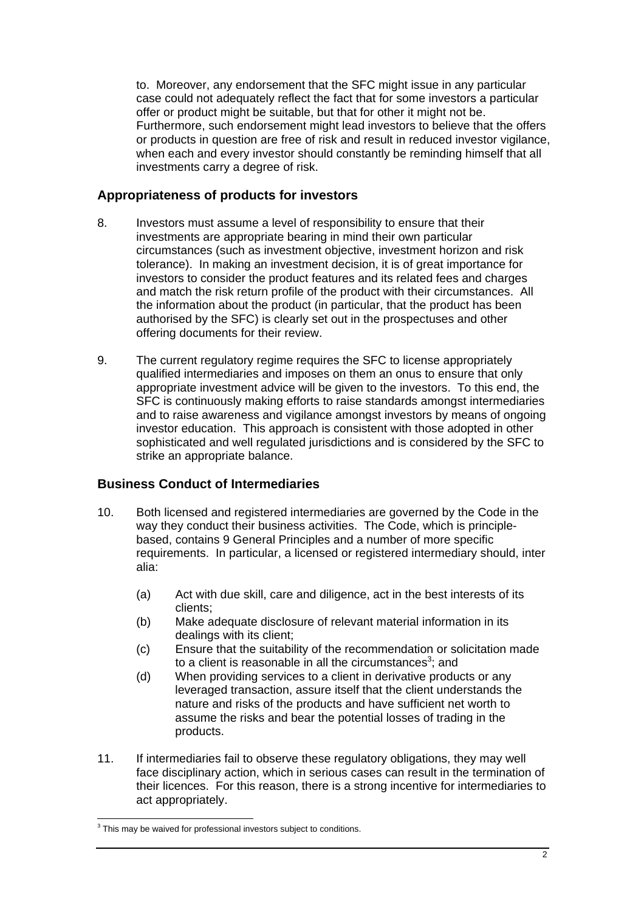to. Moreover, any endorsement that the SFC might issue in any particular case could not adequately reflect the fact that for some investors a particular offer or product might be suitable, but that for other it might not be. Furthermore, such endorsement might lead investors to believe that the offers or products in question are free of risk and result in reduced investor vigilance, when each and every investor should constantly be reminding himself that all investments carry a degree of risk.

## Appropriateness of products for investors

8. Investors must assume a level of responsibility to ensure that their investments are appropriate bearing in mind their own particular circumstances (such as investment objective, investment horizon and risk tolerance). In making an investment decision, it is of great importance for investors to consider the product features and its related fees and charges and match the risk return profile of the product with their circumstances. All the information about the product (in particular, that the product has been authorised by the SFC) is clearly set out in the prospectuses and other offering documents for their review.

9. The current regulatory regime requires the SFC to license appropriately qualified intermediaries and imposes on them an onus to ensure that only appropriate investment advice will be given to the investors. To this end, the SFC is continuously making efforts to raise standards amongst intermediaries and to raise awareness and vigilance amongst investors by means of ongoing investor education. This approach is consistent with those adopted in other sophisticated and well regulated jurisdictions and is considered by the SFC to strike an appropriate balance.

## Business Conduct of Intermediaries

10. Both licensed and registered intermediaries are governed by the Code in the way they conduct their business activities. The Code, which is principle-based, contains 9 General Principles and a number of more specific requirements. In particular, a licensed or registered intermediary should, inter alia:

    (a) Act with due skill, care and diligence, act in the best interests of its clients;
    (b) Make adequate disclosure of relevant material information in its dealings with its client;
    (c) Ensure that the suitability of the recommendation or solicitation made to a client is reasonable in all the circumstances[3]; and
    (d) When providing services to a client in derivative products or any leveraged transaction, assure itself that the client understands the nature and risks of the products and have sufficient net worth to assume the risks and bear the potential losses of trading in the products.

11. If intermediaries fail to observe these regulatory obligations, they may well face disciplinary action, which in serious cases can result in the termination of their licences. For this reason, there is a strong incentive for intermediaries to act appropriately.

[3] This may be waived for professional investors subject to conditions.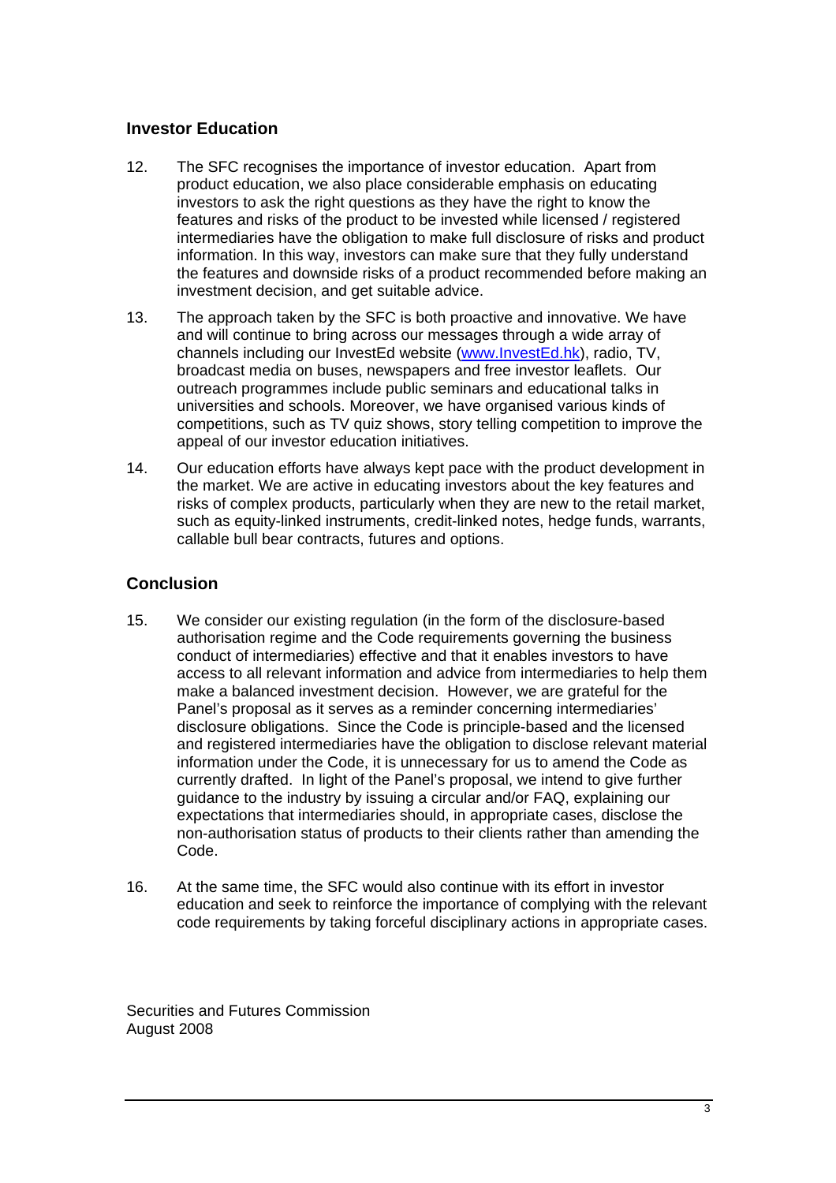## Investor Education

12. The SFC recognises the importance of investor education. Apart from product education, we also place considerable emphasis on educating investors to ask the right questions as they have the right to know the features and risks of the product to be invested while licensed / registered intermediaries have the obligation to make full disclosure of risks and product information. In this way, investors can make sure that they fully understand the features and downside risks of a product recommended before making an investment decision, and get suitable advice.

13. The approach taken by the SFC is both proactive and innovative. We have and will continue to bring across our messages through a wide array of channels including our InvestEd website (www.InvestEd.hk), radio, TV, broadcast media on buses, newspapers and free investor leaflets. Our outreach programmes include public seminars and educational talks in universities and schools. Moreover, we have organised various kinds of competitions, such as TV quiz shows, story telling competition to improve the appeal of our investor education initiatives.

14. Our education efforts have always kept pace with the product development in the market. We are active in educating investors about the key features and risks of complex products, particularly when they are new to the retail market, such as equity-linked instruments, credit-linked notes, hedge funds, warrants, callable bull bear contracts, futures and options.

## Conclusion

15. We consider our existing regulation (in the form of the disclosure-based authorisation regime and the Code requirements governing the business conduct of intermediaries) effective and that it enables investors to have access to all relevant information and advice from intermediaries to help them make a balanced investment decision. However, we are grateful for the Panel's proposal as it serves as a reminder concerning intermediaries' disclosure obligations. Since the Code is principle-based and the licensed and registered intermediaries have the obligation to disclose relevant material information under the Code, it is unnecessary for us to amend the Code as currently drafted. In light of the Panel's proposal, we intend to give further guidance to the industry by issuing a circular and/or FAQ, explaining our expectations that intermediaries should, in appropriate cases, disclose the non-authorisation status of products to their clients rather than amending the Code.

16. At the same time, the SFC would also continue with its effort in investor education and seek to reinforce the importance of complying with the relevant code requirements by taking forceful disciplinary actions in appropriate cases.

Securities and Futures Commission
August 2008